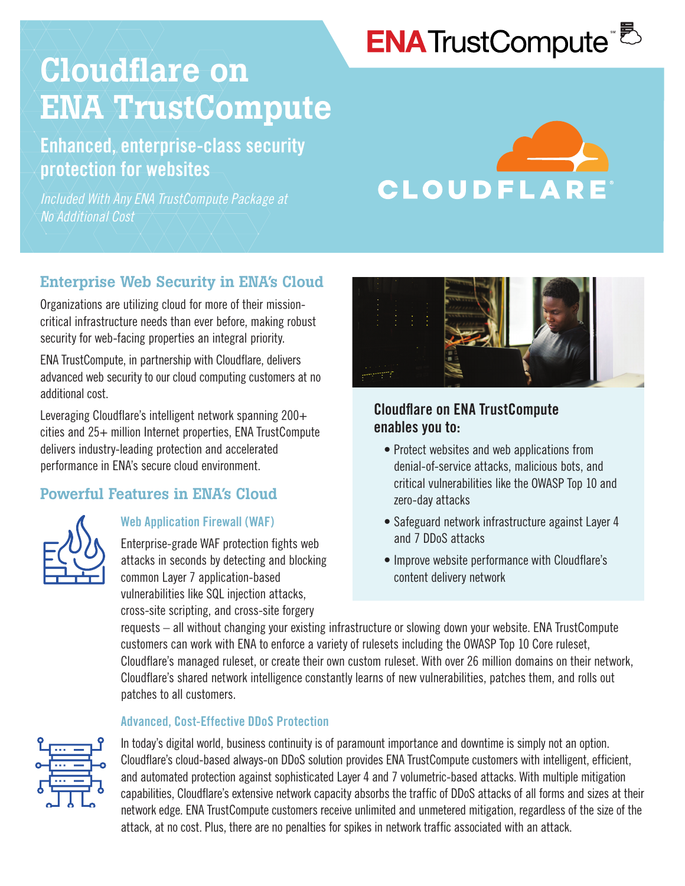# Cloudflare on ENA TrustCompute

## Enhanced, enterprise-class security protection for websites

*Included With Any ENA TrustCompute Package at No Additional Cost*

### Enterprise Web Security in ENA's Cloud

Organizations are utilizing cloud for more of their mission-critical infrastructure needs than ever before, making robust security for web-facing properties an integral priority.

ENA TrustCompute, in partnership with Cloudflare, delivers advanced web security to our cloud computing customers at no additional cost.

Leveraging Cloudflare's intelligent network spanning 200+ cities and 25+ million Internet properties, ENA TrustCompute delivers industry-leading protection and accelerated performance in ENA's secure cloud environment.

### Cloudflare on ENA TrustCompute enables you to:

- Protect websites and web applications from denial-of-service attacks, malicious bots, and critical vulnerabilities like the OWASP Top 10 and zero-day attacks
- Safeguard network infrastructure against Layer 4 and 7 DDoS attacks
- Improve website performance with Cloudflare's content delivery network

### Powerful Features in ENA's Cloud

#### Web Application Firewall (WAF)

Enterprise-grade WAF protection fights web attacks in seconds by detecting and blocking common Layer 7 application-based vulnerabilities like SQL injection attacks, cross-site scripting, and cross-site forgery requests – all without changing your existing infrastructure or slowing down your website. ENA TrustCompute customers can work with ENA to enforce a variety of rulesets including the OWASP Top 10 Core ruleset, Cloudflare's managed ruleset, or create their own custom ruleset. With over 26 million domains on their network, Cloudflare's shared network intelligence constantly learns of new vulnerabilities, patches them, and rolls out patches to all customers.

#### Advanced, Cost-Effective DDoS Protection

In today's digital world, business continuity is of paramount importance and downtime is simply not an option. Cloudflare's cloud-based always-on DDoS solution provides ENA TrustCompute customers with intelligent, efficient, and automated protection against sophisticated Layer 4 and 7 volumetric-based attacks. With multiple mitigation capabilities, Cloudflare's extensive network capacity absorbs the traffic of DDoS attacks of all forms and sizes at their network edge. ENA TrustCompute customers receive unlimited and unmetered mitigation, regardless of the size of the attack, at no cost. Plus, there are no penalties for spikes in network traffic associated with an attack.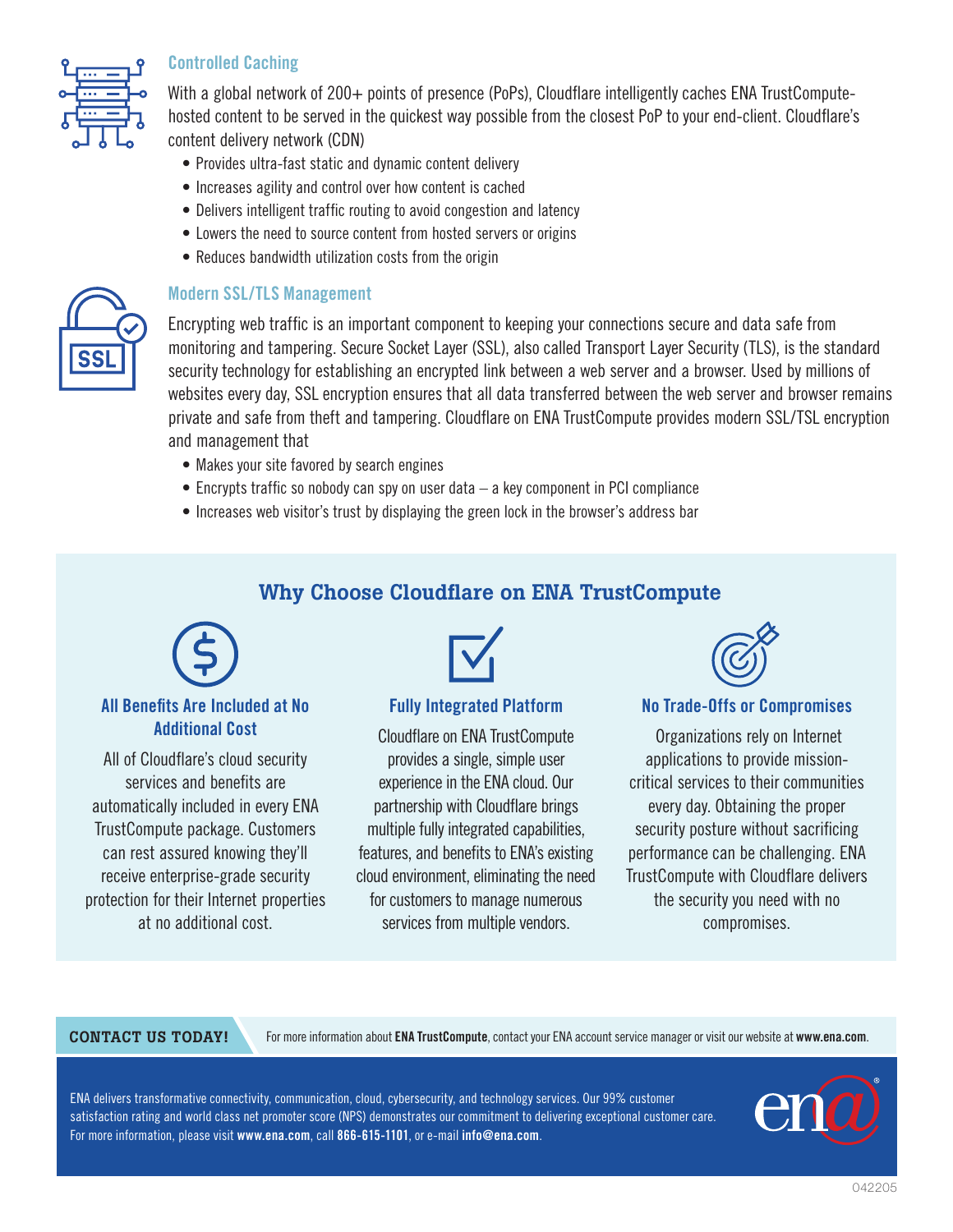## Controlled Caching

With a global network of 200+ points of presence (PoPs), Cloudflare intelligently caches ENA TrustCompute-hosted content to be served in the quickest way possible from the closest PoP to your end-client. Cloudflare's content delivery network (CDN)

- Provides ultra-fast static and dynamic content delivery
- Increases agility and control over how content is cached
- Delivers intelligent traffic routing to avoid congestion and latency
- Lowers the need to source content from hosted servers or origins
- Reduces bandwidth utilization costs from the origin

## Modern SSL/TLS Management

Encrypting web traffic is an important component to keeping your connections secure and data safe from monitoring and tampering. Secure Socket Layer (SSL), also called Transport Layer Security (TLS), is the standard security technology for establishing an encrypted link between a web server and a browser. Used by millions of websites every day, SSL encryption ensures that all data transferred between the web server and browser remains private and safe from theft and tampering. Cloudflare on ENA TrustCompute provides modern SSL/TSL encryption and management that

- Makes your site favored by search engines
- Encrypts traffic so nobody can spy on user data – a key component in PCI compliance
- Increases web visitor's trust by displaying the green lock in the browser's address bar

## Why Choose Cloudflare on ENA TrustCompute

### All Benefits Are Included at No Additional Cost

All of Cloudflare's cloud security services and benefits are automatically included in every ENA TrustCompute package. Customers can rest assured knowing they'll receive enterprise-grade security protection for their Internet properties at no additional cost.

### Fully Integrated Platform

Cloudflare on ENA TrustCompute provides a single, simple user experience in the ENA cloud. Our partnership with Cloudflare brings multiple fully integrated capabilities, features, and benefits to ENA's existing cloud environment, eliminating the need for customers to manage numerous services from multiple vendors.

### No Trade-Offs or Compromises

Organizations rely on Internet applications to provide mission-critical services to their communities every day. Obtaining the proper security posture without sacrificing performance can be challenging. ENA TrustCompute with Cloudflare delivers the security you need with no compromises.

**CONTACT US TODAY!** For more information about **ENA TrustCompute**, contact your ENA account service manager or visit our website at **www.ena.com**.

ENA delivers transformative connectivity, communication, cloud, cybersecurity, and technology services. Our 99% customer satisfaction rating and world class net promoter score (NPS) demonstrates our commitment to delivering exceptional customer care. For more information, please visit **www.ena.com**, call **866-615-1101**, or e-mail **info@ena.com**.

042205